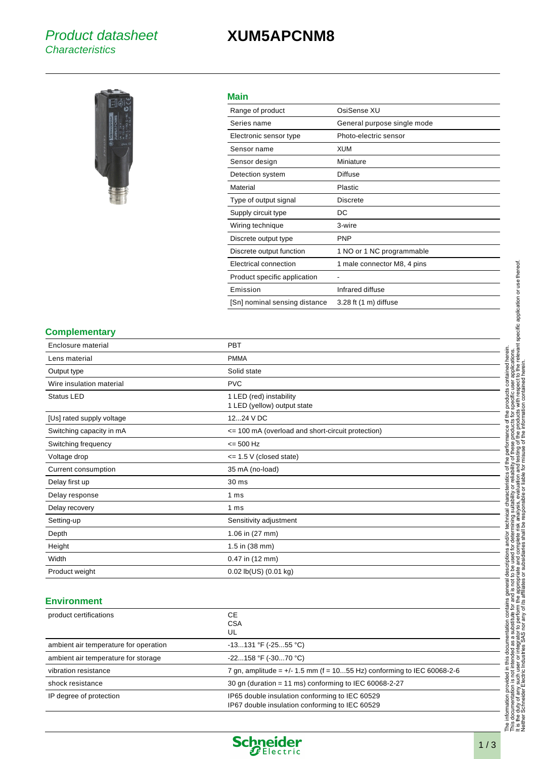# Product datasheet

*Characteristics*

# XUM5APCNM8

## Main

| | |
|---|---|
| Range of product | OsiSense XU |
| Series name | General purpose single mode |
| Electronic sensor type | Photo-electric sensor |
| Sensor name | XUM |
| Sensor design | Miniature |
| Detection system | Diffuse |
| Material | Plastic |
| Type of output signal | Discrete |
| Supply circuit type | DC |
| Wiring technique | 3-wire |
| Discrete output type | PNP |
| Discrete output function | 1 NO or 1 NC programmable |
| Electrical connection | 1 male connector M8, 4 pins |
| Product specific application | - |
| Emission | Infrared diffuse |
| [Sn] nominal sensing distance | 3.28 ft (1 m) diffuse |

## Complementary

| | |
|---|---|
| Enclosure material | PBT |
| Lens material | PMMA |
| Output type | Solid state |
| Wire insulation material | PVC |
| Status LED | 1 LED (red) instability<br>1 LED (yellow) output state |
| [Us] rated supply voltage | 12...24 V DC |
| Switching capacity in mA | <= 100 mA (overload and short-circuit protection) |
| Switching frequency | <= 500 Hz |
| Voltage drop | <= 1.5 V (closed state) |
| Current consumption | 35 mA (no-load) |
| Delay first up | 30 ms |
| Delay response | 1 ms |
| Delay recovery | 1 ms |
| Setting-up | Sensitivity adjustment |
| Depth | 1.06 in (27 mm) |
| Height | 1.5 in (38 mm) |
| Width | 0.47 in (12 mm) |
| Product weight | 0.02 lb(US) (0.01 kg) |

## Environment

| | |
|---|---|
| product certifications | CE<br>CSA<br>UL |
| ambient air temperature for operation | -13...131 °F (-25...55 °C) |
| ambient air temperature for storage | -22...158 °F (-30...70 °C) |
| vibration resistance | 7 gn, amplitude = +/- 1.5 mm (f = 10...55 Hz) conforming to IEC 60068-2-6 |
| shock resistance | 30 gn (duration = 11 ms) conforming to IEC 60068-2-27 |
| IP degree of protection | IP65 double insulation conforming to IEC 60529<br>IP67 double insulation conforming to IEC 60529 |

The information provided in this documentation contains general descriptions and/or technical characteristics of the performance of the products contained herein. This documentation is not intended as a substitute for and is not to be used for determining suitability or reliability of these products for specific user applications. It is the duty of any such user or integrator to perform the appropriate and complete risk analysis, evaluation and testing of the products with respect to the relevant specific application or use thereof. Neither Schneider Electric Industries SAS nor any of its affiliates or subsidiaries shall be responsible or liable for misuse of the information contained herein.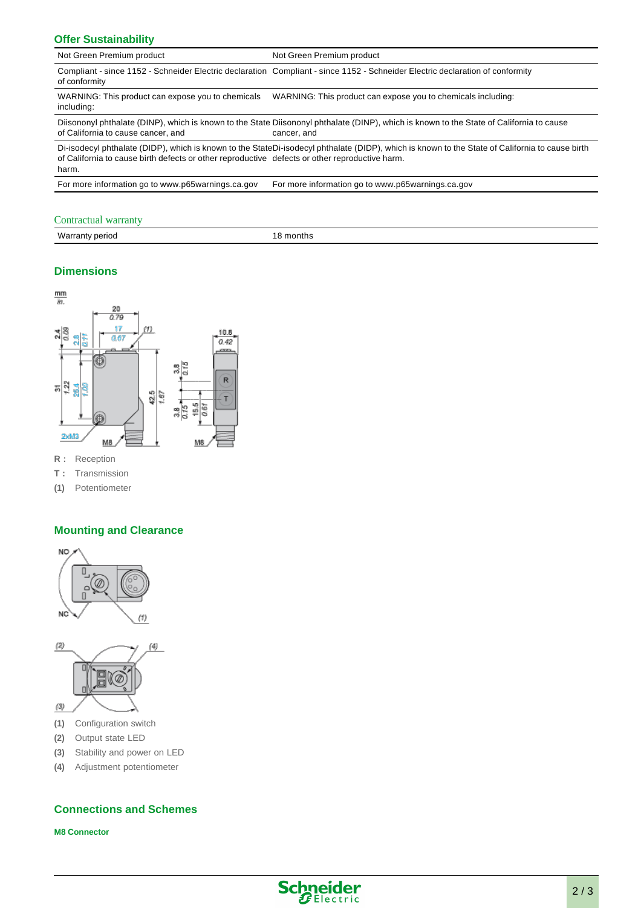## Offer Sustainability

| | |
|---|---|
| Not Green Premium product | Not Green Premium product |
| Compliant - since 1152 - Schneider Electric declaration of conformity | Compliant - since 1152 - Schneider Electric declaration of conformity |
| WARNING: This product can expose you to chemicals including: | WARNING: This product can expose you to chemicals including: |
| Diisononyl phthalate (DINP), which is known to the State of California to cause cancer, and | Diisononyl phthalate (DINP), which is known to the State of California to cause cancer, and |
| Di-isodecyl phthalate (DIDP), which is known to the State of California to cause birth defects or other reproductive harm. | Di-isodecyl phthalate (DIDP), which is known to the State of California to cause birth defects or other reproductive harm. |
| For more information go to www.p65warnings.ca.gov | For more information go to www.p65warnings.ca.gov |

## Contractual warranty

| | |
|---|---|
| Warranty period | 18 months |

## Dimensions

**R :** Reception
**T :** Transmission
**(1)** Potentiometer

## Mounting and Clearance

**(1)** Configuration switch
**(2)** Output state LED
**(3)** Stability and power on LED
**(4)** Adjustment potentiometer

## Connections and Schemes

### M8 Connector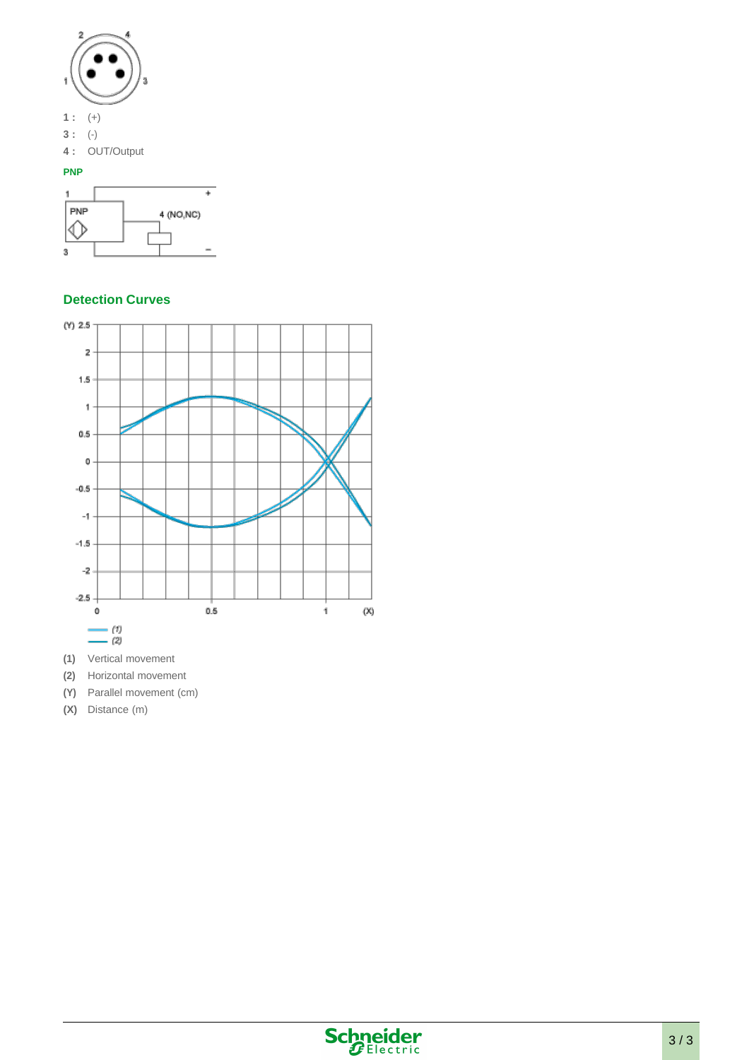1 : (+)

3 : (-)

4 : OUT/Output

**PNP**

## Detection Curves

(1) Vertical movement

(2) Horizontal movement

(Y) Parallel movement (cm)

(X) Distance (m)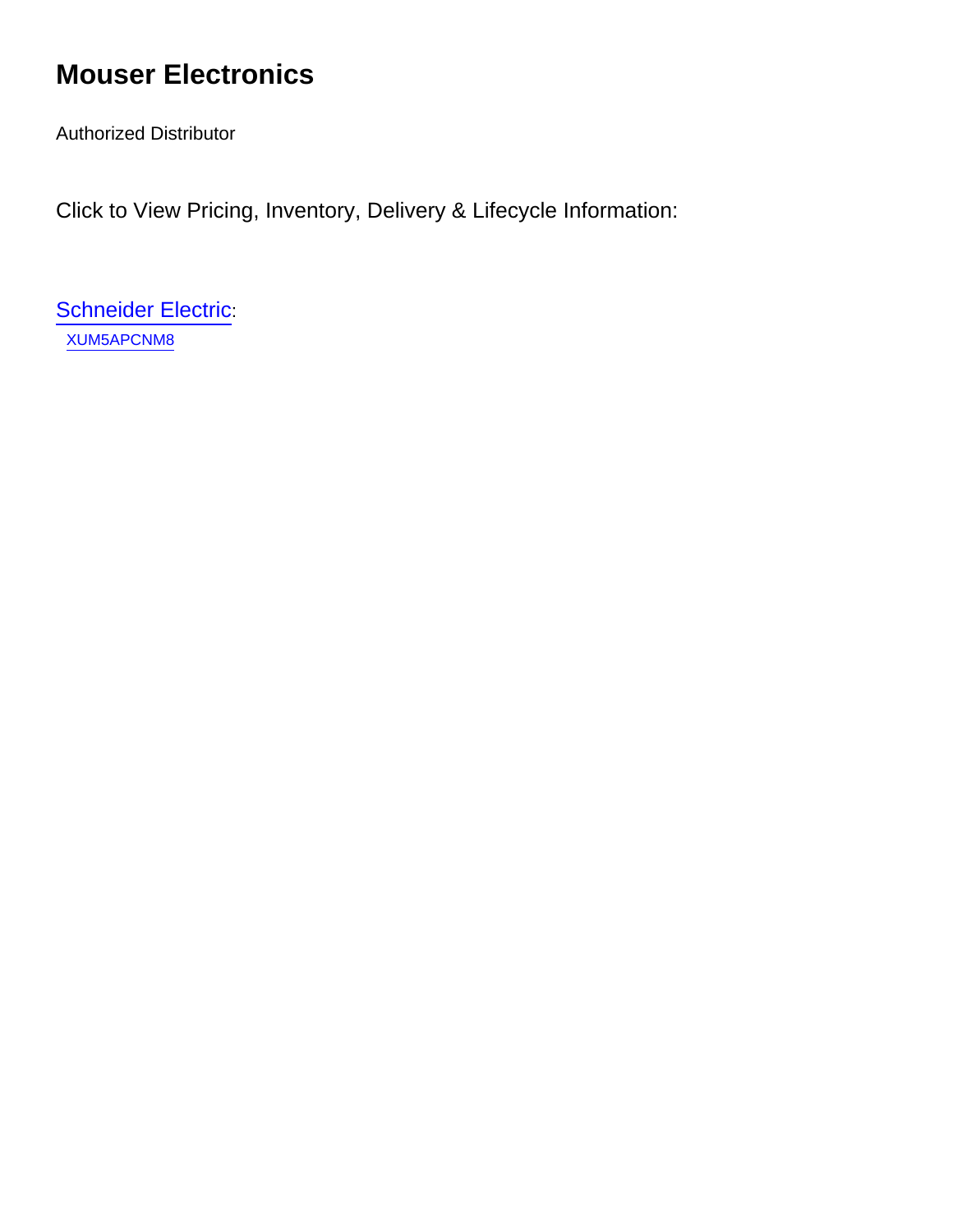# Mouser Electronics

Authorized Distributor

Click to View Pricing, Inventory, Delivery & Lifecycle Information:

Schneider Electric:

XUM5APCNM8